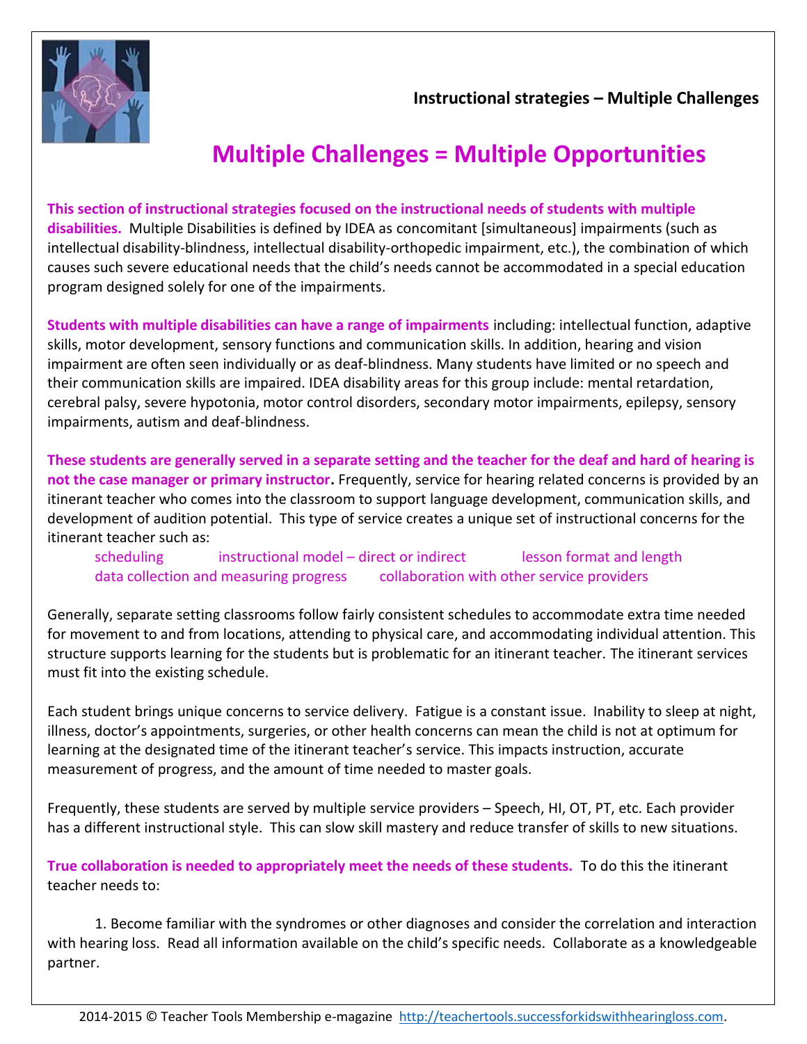Instructional strategies – Multiple Challenges

# Multiple Challenges = Multiple Opportunities

**This section of instructional strategies focused on the instructional needs of students with multiple disabilities.** Multiple Disabilities is defined by IDEA as concomitant [simultaneous] impairments (such as intellectual disability-blindness, intellectual disability-orthopedic impairment, etc.), the combination of which causes such severe educational needs that the child's needs cannot be accommodated in a special education program designed solely for one of the impairments.

**Students with multiple disabilities can have a range of impairments** including: intellectual function, adaptive skills, motor development, sensory functions and communication skills. In addition, hearing and vision impairment are often seen individually or as deaf-blindness. Many students have limited or no speech and their communication skills are impaired. IDEA disability areas for this group include: mental retardation, cerebral palsy, severe hypotonia, motor control disorders, secondary motor impairments, epilepsy, sensory impairments, autism and deaf-blindness.

**These students are generally served in a separate setting and the teacher for the deaf and hard of hearing is not the case manager or primary instructor.** Frequently, service for hearing related concerns is provided by an itinerant teacher who comes into the classroom to support language development, communication skills, and development of audition potential. This type of service creates a unique set of instructional concerns for the itinerant teacher such as:

- scheduling
- instructional model – direct or indirect
- lesson format and length
- data collection and measuring progress
- collaboration with other service providers

Generally, separate setting classrooms follow fairly consistent schedules to accommodate extra time needed for movement to and from locations, attending to physical care, and accommodating individual attention. This structure supports learning for the students but is problematic for an itinerant teacher. The itinerant services must fit into the existing schedule.

Each student brings unique concerns to service delivery. Fatigue is a constant issue. Inability to sleep at night, illness, doctor's appointments, surgeries, or other health concerns can mean the child is not at optimum for learning at the designated time of the itinerant teacher's service. This impacts instruction, accurate measurement of progress, and the amount of time needed to master goals.

Frequently, these students are served by multiple service providers – Speech, HI, OT, PT, etc. Each provider has a different instructional style. This can slow skill mastery and reduce transfer of skills to new situations.

**True collaboration is needed to appropriately meet the needs of these students.** To do this the itinerant teacher needs to:

1. Become familiar with the syndromes or other diagnoses and consider the correlation and interaction with hearing loss. Read all information available on the child's specific needs. Collaborate as a knowledgeable partner.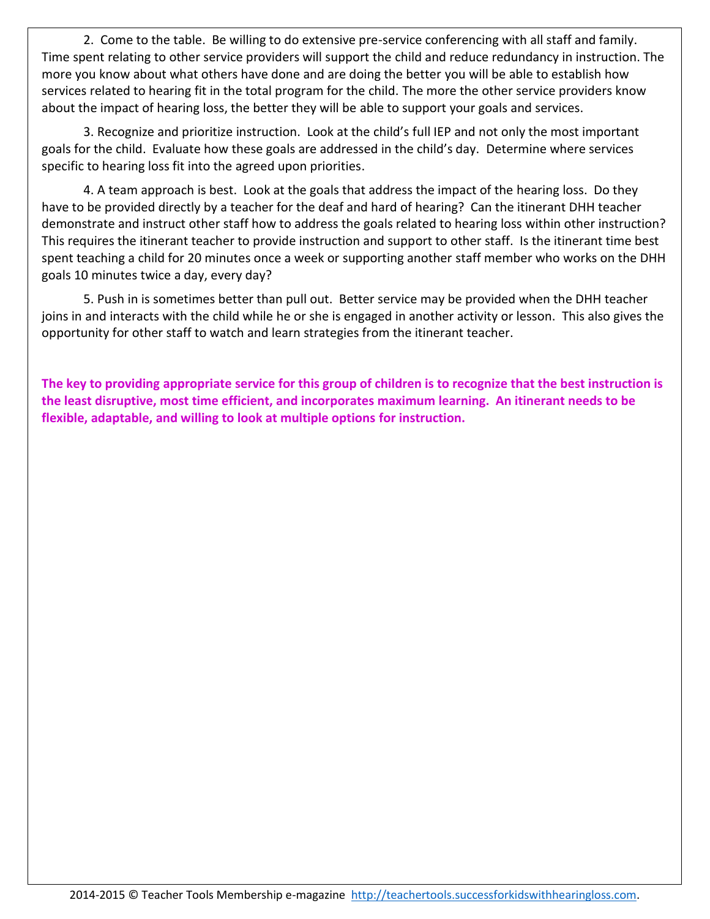2. Come to the table. Be willing to do extensive pre-service conferencing with all staff and family. Time spent relating to other service providers will support the child and reduce redundancy in instruction. The more you know about what others have done and are doing the better you will be able to establish how services related to hearing fit in the total program for the child. The more the other service providers know about the impact of hearing loss, the better they will be able to support your goals and services.

3. Recognize and prioritize instruction. Look at the child's full IEP and not only the most important goals for the child. Evaluate how these goals are addressed in the child's day. Determine where services specific to hearing loss fit into the agreed upon priorities.

4. A team approach is best. Look at the goals that address the impact of the hearing loss. Do they have to be provided directly by a teacher for the deaf and hard of hearing? Can the itinerant DHH teacher demonstrate and instruct other staff how to address the goals related to hearing loss within other instruction? This requires the itinerant teacher to provide instruction and support to other staff. Is the itinerant time best spent teaching a child for 20 minutes once a week or supporting another staff member who works on the DHH goals 10 minutes twice a day, every day?

5. Push in is sometimes better than pull out. Better service may be provided when the DHH teacher joins in and interacts with the child while he or she is engaged in another activity or lesson. This also gives the opportunity for other staff to watch and learn strategies from the itinerant teacher.

**The key to providing appropriate service for this group of children is to recognize that the best instruction is the least disruptive, most time efficient, and incorporates maximum learning. An itinerant needs to be flexible, adaptable, and willing to look at multiple options for instruction.**